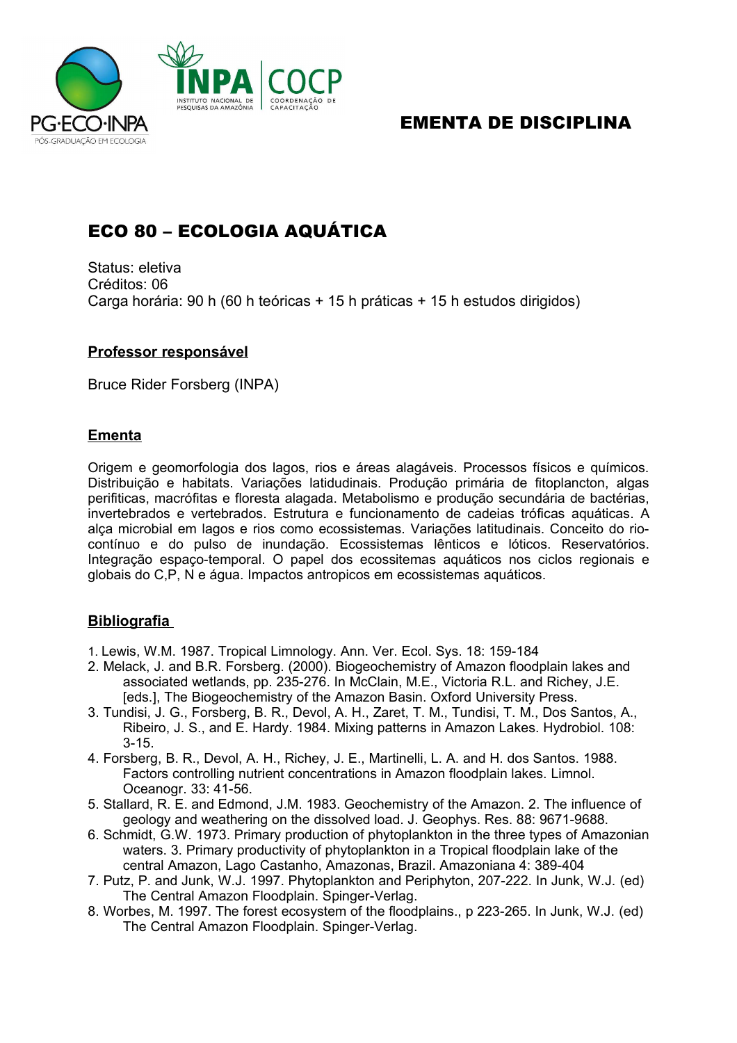# EMENTA DE DISCIPLINA

## ECO 80 – ECOLOGIA AQUÁTICA

Status: eletiva
Créditos: 06
Carga horária: 90 h (60 h teóricas + 15 h práticas + 15 h estudos dirigidos)

### Professor responsável

Bruce Rider Forsberg (INPA)

### Ementa

Origem e geomorfologia dos lagos, rios e áreas alagáveis. Processos físicos e químicos. Distribuição e habitats. Variações latitudinais. Produção primária de fitoplancton, algas perifiticas, macrófitas e floresta alagada. Metabolismo e produção secundária de bactérias, invertebrados e vertebrados. Estrutura e funcionamento de cadeias tróficas aquáticas. A alça microbial em lagos e rios como ecossistemas. Variações latitudinais. Conceito do rio-contínuo e do pulso de inundação. Ecossistemas lênticos e lóticos. Reservatórios. Integração espaço-temporal. O papel dos ecossitemas aquáticos nos ciclos regionais e globais do C,P, N e água. Impactos antropicos em ecossistemas aquáticos.

### Bibliografia

1. Lewis, W.M. 1987. Tropical Limnology. Ann. Ver. Ecol. Sys. 18: 159-184
2. Melack, J. and B.R. Forsberg. (2000). Biogeochemistry of Amazon floodplain lakes and associated wetlands, pp. 235-276. In McClain, M.E., Victoria R.L. and Richey, J.E. [eds.], The Biogeochemistry of the Amazon Basin. Oxford University Press.
3. Tundisi, J. G., Forsberg, B. R., Devol, A. H., Zaret, T. M., Tundisi, T. M., Dos Santos, A., Ribeiro, J. S., and E. Hardy. 1984. Mixing patterns in Amazon Lakes. Hydrobiol. 108: 3-15.
4. Forsberg, B. R., Devol, A. H., Richey, J. E., Martinelli, L. A. and H. dos Santos. 1988. Factors controlling nutrient concentrations in Amazon floodplain lakes. Limnol. Oceanogr. 33: 41-56.
5. Stallard, R. E. and Edmond, J.M. 1983. Geochemistry of the Amazon. 2. The influence of geology and weathering on the dissolved load. J. Geophys. Res. 88: 9671-9688.
6. Schmidt, G.W. 1973. Primary production of phytoplankton in the three types of Amazonian waters. 3. Primary productivity of phytoplankton in a Tropical floodplain lake of the central Amazon, Lago Castanho, Amazonas, Brazil. Amazoniana 4: 389-404
7. Putz, P. and Junk, W.J. 1997. Phytoplankton and Periphyton, 207-222. In Junk, W.J. (ed) The Central Amazon Floodplain. Spinger-Verlag.
8. Worbes, M. 1997. The forest ecosystem of the floodplains., p 223-265. In Junk, W.J. (ed) The Central Amazon Floodplain. Spinger-Verlag.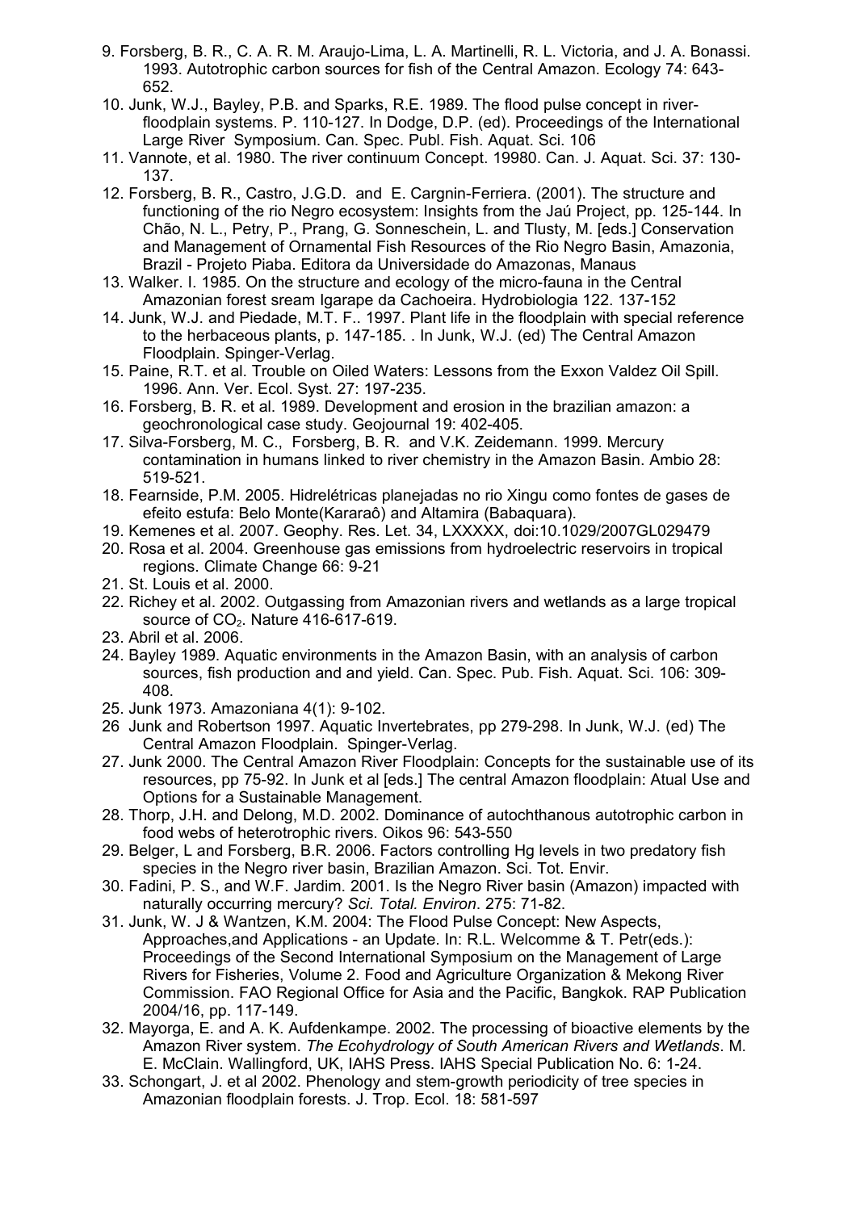9. Forsberg, B. R., C. A. R. M. Araujo-Lima, L. A. Martinelli, R. L. Victoria, and J. A. Bonassi. 1993. Autotrophic carbon sources for fish of the Central Amazon. Ecology 74: 643-652.
10. Junk, W.J., Bayley, P.B. and Sparks, R.E. 1989. The flood pulse concept in river-floodplain systems. P. 110-127. In Dodge, D.P. (ed). Proceedings of the International Large River Symposium. Can. Spec. Publ. Fish. Aquat. Sci. 106
11. Vannote, et al. 1980. The river continuum Concept. 19980. Can. J. Aquat. Sci. 37: 130-137.
12. Forsberg, B. R., Castro, J.G.D. and E. Cargnin-Ferriera. (2001). The structure and functioning of the rio Negro ecosystem: Insights from the Jaú Project, pp. 125-144. In Chão, N. L., Petry, P., Prang, G. Sonneschein, L. and Tlusty, M. [eds.] Conservation and Management of Ornamental Fish Resources of the Rio Negro Basin, Amazonia, Brazil - Projeto Piaba. Editora da Universidade do Amazonas, Manaus
13. Walker. I. 1985. On the structure and ecology of the micro-fauna in the Central Amazonian forest sream Igarape da Cachoeira. Hydrobiologia 122. 137-152
14. Junk, W.J. and Piedade, M.T. F.. 1997. Plant life in the floodplain with special reference to the herbaceous plants, p. 147-185. . In Junk, W.J. (ed) The Central Amazon Floodplain. Spinger-Verlag.
15. Paine, R.T. et al. Trouble on Oiled Waters: Lessons from the Exxon Valdez Oil Spill. 1996. Ann. Ver. Ecol. Syst. 27: 197-235.
16. Forsberg, B. R. et al. 1989. Development and erosion in the brazilian amazon: a geochronological case study. Geojournal 19: 402-405.
17. Silva-Forsberg, M. C., Forsberg, B. R. and V.K. Zeidemann. 1999. Mercury contamination in humans linked to river chemistry in the Amazon Basin. Ambio 28: 519-521.
18. Fearnside, P.M. 2005. Hidrelétricas planejadas no rio Xingu como fontes de gases de efeito estufa: Belo Monte(Kararaô) and Altamira (Babaquara).
19. Kemenes et al. 2007. Geophy. Res. Let. 34, LXXXXX, doi:10.1029/2007GL029479
20. Rosa et al. 2004. Greenhouse gas emissions from hydroelectric reservoirs in tropical regions. Climate Change 66: 9-21
21. St. Louis et al. 2000.
22. Richey et al. 2002. Outgassing from Amazonian rivers and wetlands as a large tropical source of $CO_2$. Nature 416-617-619.
23. Abril et al. 2006.
24. Bayley 1989. Aquatic environments in the Amazon Basin, with an analysis of carbon sources, fish production and and yield. Can. Spec. Pub. Fish. Aquat. Sci. 106: 309-408.
25. Junk 1973. Amazoniana 4(1): 9-102.
26 Junk and Robertson 1997. Aquatic Invertebrates, pp 279-298. In Junk, W.J. (ed) The Central Amazon Floodplain. Spinger-Verlag.
27. Junk 2000. The Central Amazon River Floodplain: Concepts for the sustainable use of its resources, pp 75-92. In Junk et al [eds.] The central Amazon floodplain: Atual Use and Options for a Sustainable Management.
28. Thorp, J.H. and Delong, M.D. 2002. Dominance of autochthanous autotrophic carbon in food webs of heterotrophic rivers. Oikos 96: 543-550
29. Belger, L and Forsberg, B.R. 2006. Factors controlling Hg levels in two predatory fish species in the Negro river basin, Brazilian Amazon. Sci. Tot. Envir.
30. Fadini, P. S., and W.F. Jardim. 2001. Is the Negro River basin (Amazon) impacted with naturally occurring mercury? *Sci. Total. Environ*. 275: 71-82.
31. Junk, W. J & Wantzen, K.M. 2004: The Flood Pulse Concept: New Aspects, Approaches,and Applications - an Update. In: R.L. Welcomme & T. Petr(eds.): Proceedings of the Second International Symposium on the Management of Large Rivers for Fisheries, Volume 2. Food and Agriculture Organization & Mekong River Commission. FAO Regional Office for Asia and the Pacific, Bangkok. RAP Publication 2004/16, pp. 117-149.
32. Mayorga, E. and A. K. Aufdenkampe. 2002. The processing of bioactive elements by the Amazon River system. *The Ecohydrology of South American Rivers and Wetlands*. M. E. McClain. Wallingford, UK, IAHS Press. IAHS Special Publication No. 6: 1-24.
33. Schongart, J. et al 2002. Phenology and stem-growth periodicity of tree species in Amazonian floodplain forests. J. Trop. Ecol. 18: 581-597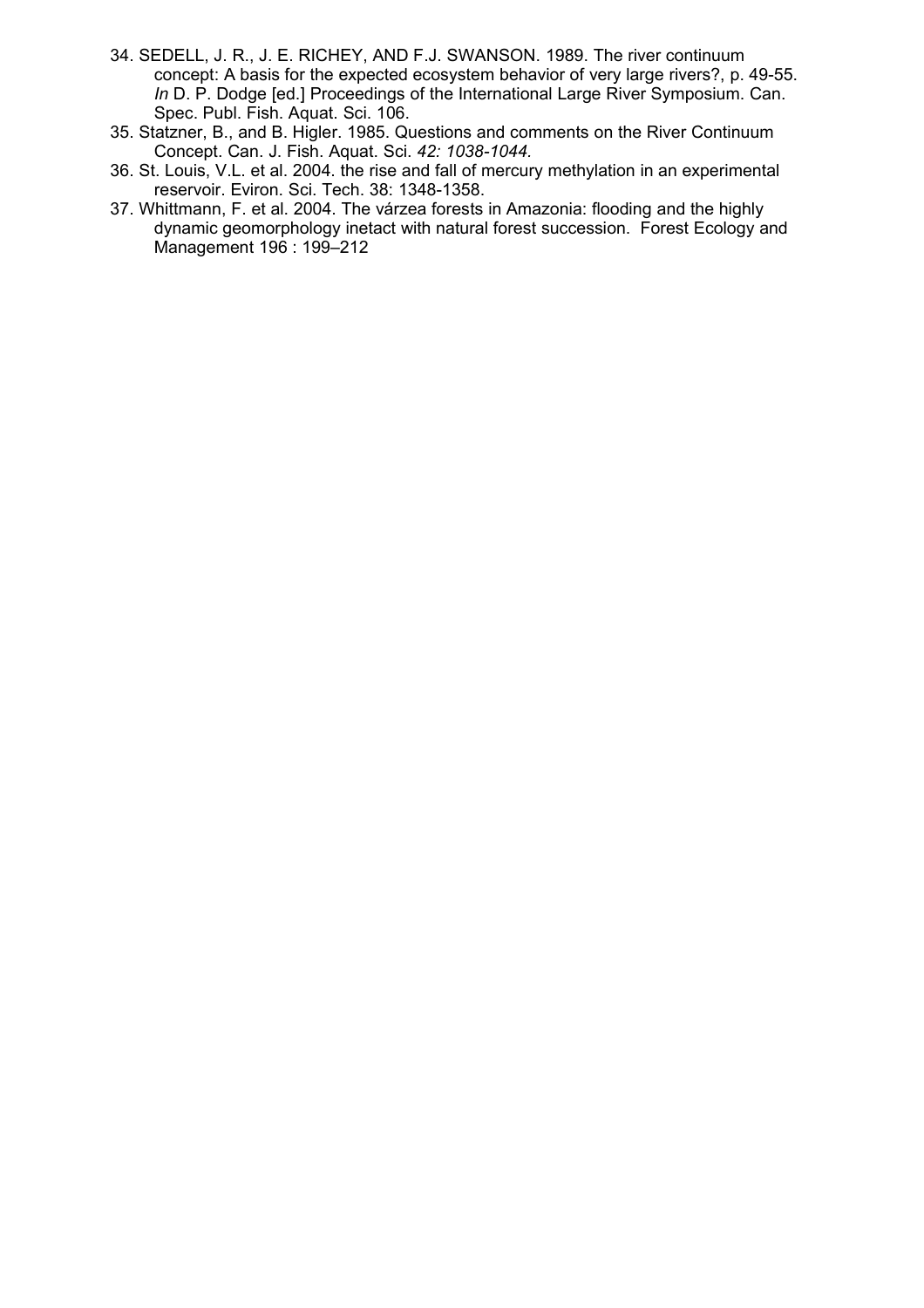34. SEDELL, J. R., J. E. RICHEY, AND F.J. SWANSON. 1989. The river continuum concept: A basis for the expected ecosystem behavior of very large rivers?, p. 49-55. *In* D. P. Dodge [ed.] Proceedings of the International Large River Symposium. Can. Spec. Publ. Fish. Aquat. Sci. 106.
35. Statzner, B., and B. Higler. 1985. Questions and comments on the River Continuum Concept. Can. J. Fish. Aquat. Sci. *42: 1038-1044.*
36. St. Louis, V.L. et al. 2004. the rise and fall of mercury methylation in an experimental reservoir. Eviron. Sci. Tech. 38: 1348-1358.
37. Whittmann, F. et al. 2004. The várzea forests in Amazonia: flooding and the highly dynamic geomorphology inetact with natural forest succession. Forest Ecology and Management 196 : 199–212